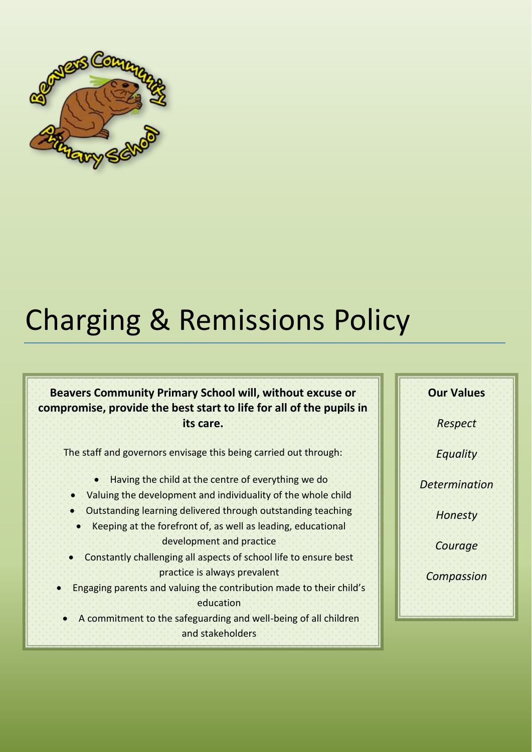# Charging & Remissions Policy

**Beavers Community Primary School will, without excuse or compromise, provide the best start to life for all of the pupils in its care.**

The staff and governors envisage this being carried out through:

- Having the child at the centre of everything we do
- Valuing the development and individuality of the whole child
- Outstanding learning delivered through outstanding teaching
- Keeping at the forefront of, as well as leading, educational development and practice
- Constantly challenging all aspects of school life to ensure best practice is always prevalent
- Engaging parents and valuing the contribution made to their child's education
- A commitment to the safeguarding and well-being of all children and stakeholders

**Our Values**

*Respect*

*Equality*

*Determination*

*Honesty*

*Courage*

*Compassion*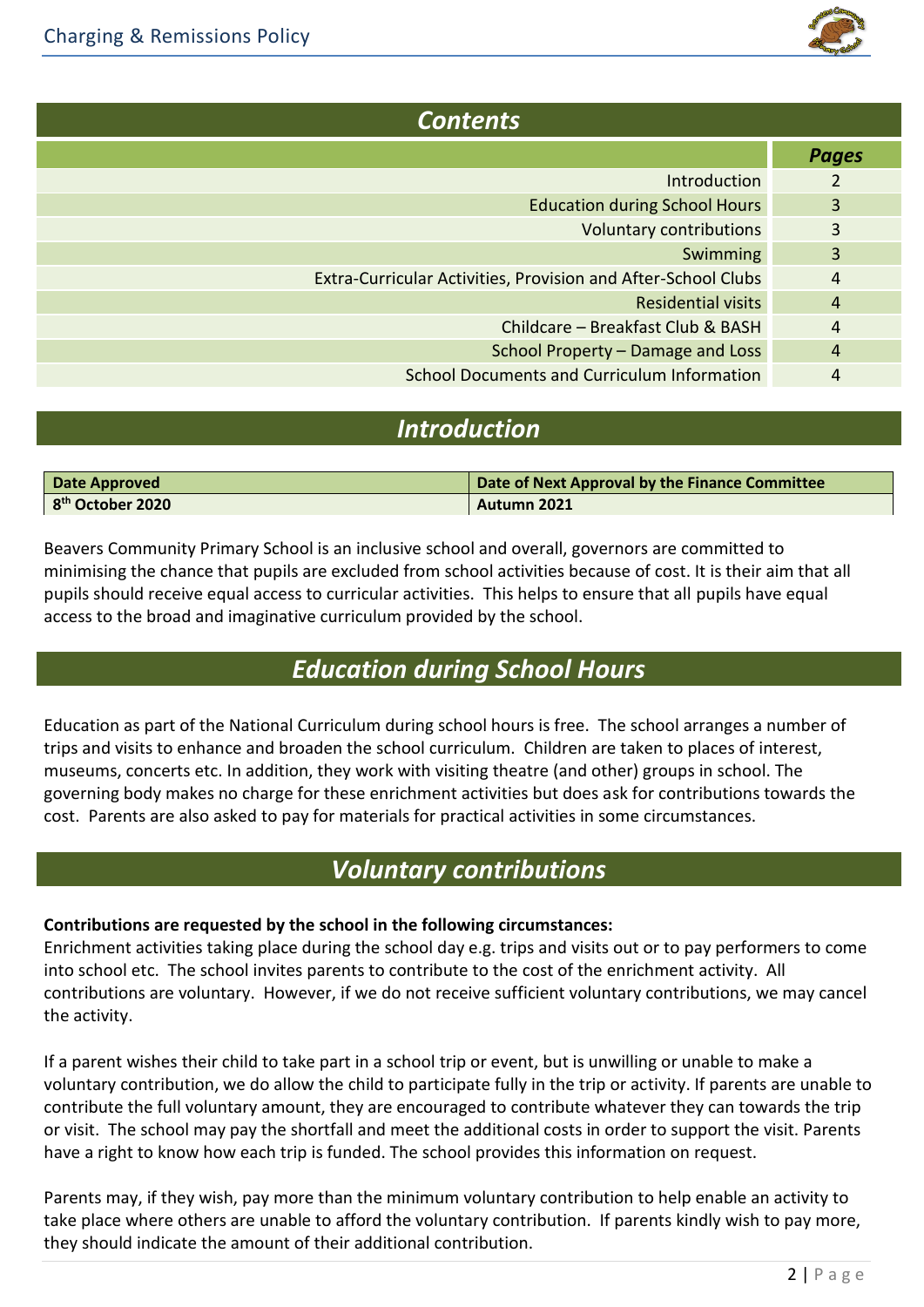## Contents

| | Pages |
|---|---|
| Introduction | 2 |
| Education during School Hours | 3 |
| Voluntary contributions | 3 |
| Swimming | 3 |
| Extra-Curricular Activities, Provision and After-School Clubs | 4 |
| Residential visits | 4 |
| Childcare – Breakfast Club & BASH | 4 |
| School Property – Damage and Loss | 4 |
| School Documents and Curriculum Information | 4 |

## Introduction

| Date Approved | Date of Next Approval by the Finance Committee |
|---|---|
| 8th October 2020 | Autumn 2021 |

Beavers Community Primary School is an inclusive school and overall, governors are committed to minimising the chance that pupils are excluded from school activities because of cost. It is their aim that all pupils should receive equal access to curricular activities. This helps to ensure that all pupils have equal access to the broad and imaginative curriculum provided by the school.

## Education during School Hours

Education as part of the National Curriculum during school hours is free. The school arranges a number of trips and visits to enhance and broaden the school curriculum. Children are taken to places of interest, museums, concerts etc. In addition, they work with visiting theatre (and other) groups in school. The governing body makes no charge for these enrichment activities but does ask for contributions towards the cost. Parents are also asked to pay for materials for practical activities in some circumstances.

## Voluntary contributions

**Contributions are requested by the school in the following circumstances:**
Enrichment activities taking place during the school day e.g. trips and visits out or to pay performers to come into school etc. The school invites parents to contribute to the cost of the enrichment activity. All contributions are voluntary. However, if we do not receive sufficient voluntary contributions, we may cancel the activity.

If a parent wishes their child to take part in a school trip or event, but is unwilling or unable to make a voluntary contribution, we do allow the child to participate fully in the trip or activity. If parents are unable to contribute the full voluntary amount, they are encouraged to contribute whatever they can towards the trip or visit. The school may pay the shortfall and meet the additional costs in order to support the visit. Parents have a right to know how each trip is funded. The school provides this information on request.

Parents may, if they wish, pay more than the minimum voluntary contribution to help enable an activity to take place where others are unable to afford the voluntary contribution. If parents kindly wish to pay more, they should indicate the amount of their additional contribution.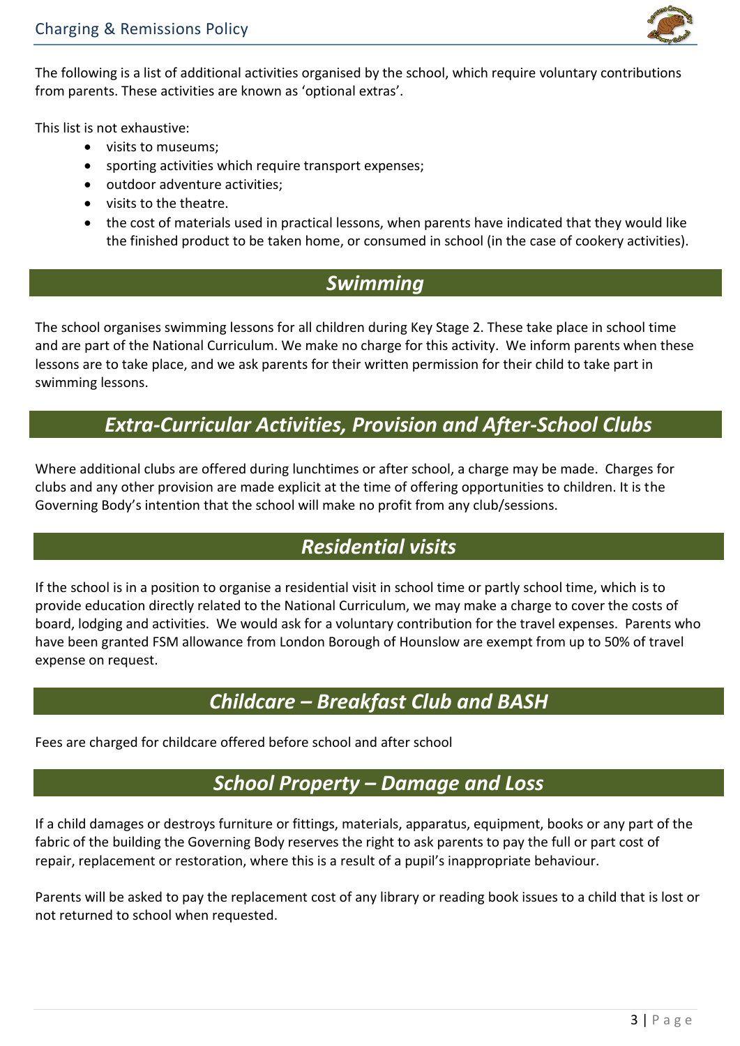The following is a list of additional activities organised by the school, which require voluntary contributions from parents. These activities are known as 'optional extras'.

This list is not exhaustive:

- visits to museums;
- sporting activities which require transport expenses;
- outdoor adventure activities;
- visits to the theatre.
- the cost of materials used in practical lessons, when parents have indicated that they would like the finished product to be taken home, or consumed in school (in the case of cookery activities).

## *Swimming*

The school organises swimming lessons for all children during Key Stage 2. These take place in school time and are part of the National Curriculum. We make no charge for this activity. We inform parents when these lessons are to take place, and we ask parents for their written permission for their child to take part in swimming lessons.

## *Extra-Curricular Activities, Provision and After-School Clubs*

Where additional clubs are offered during lunchtimes or after school, a charge may be made. Charges for clubs and any other provision are made explicit at the time of offering opportunities to children. It is the Governing Body's intention that the school will make no profit from any club/sessions.

## *Residential visits*

If the school is in a position to organise a residential visit in school time or partly school time, which is to provide education directly related to the National Curriculum, we may make a charge to cover the costs of board, lodging and activities. We would ask for a voluntary contribution for the travel expenses. Parents who have been granted FSM allowance from London Borough of Hounslow are exempt from up to 50% of travel expense on request.

## *Childcare – Breakfast Club and BASH*

Fees are charged for childcare offered before school and after school

## *School Property – Damage and Loss*

If a child damages or destroys furniture or fittings, materials, apparatus, equipment, books or any part of the fabric of the building the Governing Body reserves the right to ask parents to pay the full or part cost of repair, replacement or restoration, where this is a result of a pupil's inappropriate behaviour.

Parents will be asked to pay the replacement cost of any library or reading book issues to a child that is lost or not returned to school when requested.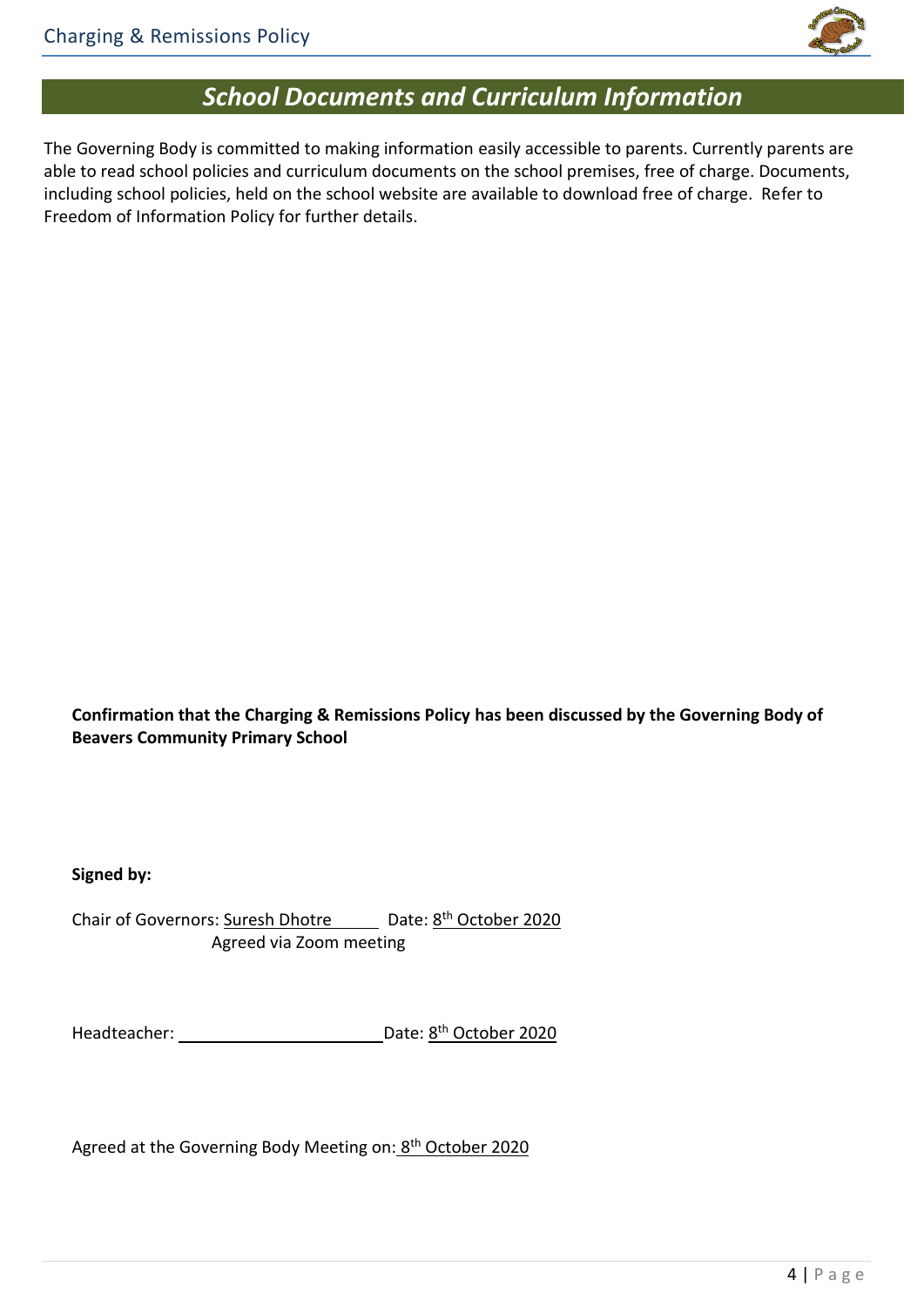## School Documents and Curriculum Information

The Governing Body is committed to making information easily accessible to parents. Currently parents are able to read school policies and curriculum documents on the school premises, free of charge. Documents, including school policies, held on the school website are available to download free of charge. Refer to Freedom of Information Policy for further details.

**Confirmation that the Charging & Remissions Policy has been discussed by the Governing Body of Beavers Community Primary School**

**Signed by:**

Chair of Governors: Suresh Dhotre Date: 8th October 2020
Agreed via Zoom meeting

Headteacher: ______________________ Date: 8th October 2020

Agreed at the Governing Body Meeting on: 8th October 2020